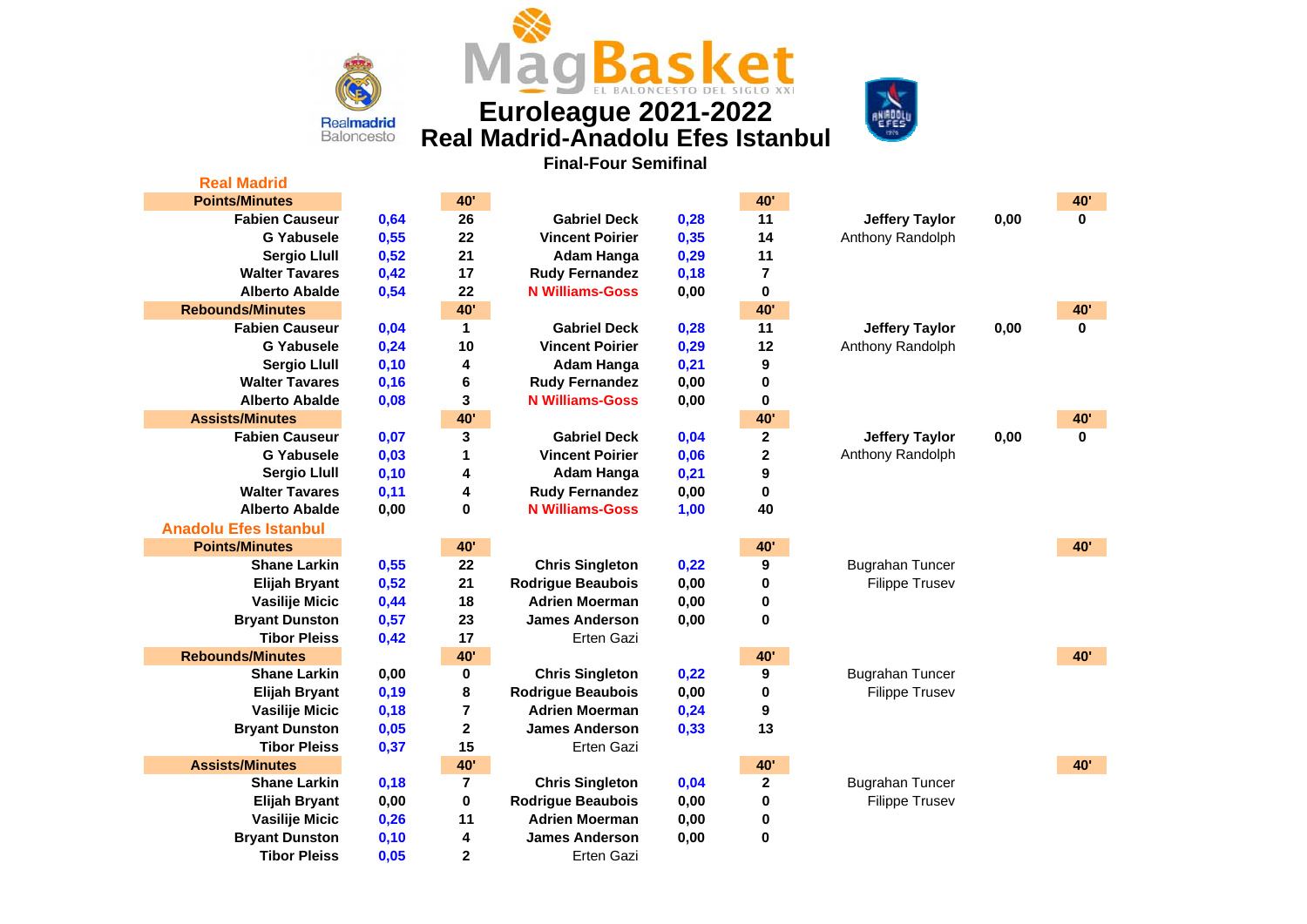# Euroleague 2021-2022

## Real Madrid-Anadolu Efes Istanbul

### Final-Four Semifinal

## Real Madrid

| Points/Minutes | | 40' | | | 40' | | | 40' |
|---|---|---|---|---|---|---|---|---|
| Fabien Causeur | 0,64 | 26 | Gabriel Deck | 0,28 | 11 | Jeffery Taylor | 0,00 | 0 |
| G Yabusele | 0,55 | 22 | Vincent Poirier | 0,35 | 14 | Anthony Randolph | | |
| Sergio Llull | 0,52 | 21 | Adam Hanga | 0,29 | 11 | | | |
| Walter Tavares | 0,42 | 17 | Rudy Fernandez | 0,18 | 7 | | | |
| Alberto Abalde | 0,54 | 22 | N Williams-Goss | 0,00 | 0 | | | |
| **Rebounds/Minutes** | | 40' | | | 40' | | | 40' |
| Fabien Causeur | 0,04 | 1 | Gabriel Deck | 0,28 | 11 | Jeffery Taylor | 0,00 | 0 |
| G Yabusele | 0,24 | 10 | Vincent Poirier | 0,29 | 12 | Anthony Randolph | | |
| Sergio Llull | 0,10 | 4 | Adam Hanga | 0,21 | 9 | | | |
| Walter Tavares | 0,16 | 6 | Rudy Fernandez | 0,00 | 0 | | | |
| Alberto Abalde | 0,08 | 3 | N Williams-Goss | 0,00 | 0 | | | |
| **Assists/Minutes** | | 40' | | | 40' | | | 40' |
| Fabien Causeur | 0,07 | 3 | Gabriel Deck | 0,04 | 2 | Jeffery Taylor | 0,00 | 0 |
| G Yabusele | 0,03 | 1 | Vincent Poirier | 0,06 | 2 | Anthony Randolph | | |
| Sergio Llull | 0,10 | 4 | Adam Hanga | 0,21 | 9 | | | |
| Walter Tavares | 0,11 | 4 | Rudy Fernandez | 0,00 | 0 | | | |
| Alberto Abalde | 0,00 | 0 | N Williams-Goss | 1,00 | 40 | | | |

## Anadolu Efes Istanbul

| Points/Minutes | | 40' | | | 40' | | | 40' |
|---|---|---|---|---|---|---|---|---|
| Shane Larkin | 0,55 | 22 | Chris Singleton | 0,22 | 9 | Bugrahan Tuncer | | |
| Elijah Bryant | 0,52 | 21 | Rodrigue Beaubois | 0,00 | 0 | Filippe Trusev | | |
| Vasilije Micic | 0,44 | 18 | Adrien Moerman | 0,00 | 0 | | | |
| Bryant Dunston | 0,57 | 23 | James Anderson | 0,00 | 0 | | | |
| Tibor Pleiss | 0,42 | 17 | Erten Gazi | | | | | |
| **Rebounds/Minutes** | | 40' | | | 40' | | | 40' |
| Shane Larkin | 0,00 | 0 | Chris Singleton | 0,22 | 9 | Bugrahan Tuncer | | |
| Elijah Bryant | 0,19 | 8 | Rodrigue Beaubois | 0,00 | 0 | Filippe Trusev | | |
| Vasilije Micic | 0,18 | 7 | Adrien Moerman | 0,24 | 9 | | | |
| Bryant Dunston | 0,05 | 2 | James Anderson | 0,33 | 13 | | | |
| Tibor Pleiss | 0,37 | 15 | Erten Gazi | | | | | |
| **Assists/Minutes** | | 40' | | | 40' | | | 40' |
| Shane Larkin | 0,18 | 7 | Chris Singleton | 0,04 | 2 | Bugrahan Tuncer | | |
| Elijah Bryant | 0,00 | 0 | Rodrigue Beaubois | 0,00 | 0 | Filippe Trusev | | |
| Vasilije Micic | 0,26 | 11 | Adrien Moerman | 0,00 | 0 | | | |
| Bryant Dunston | 0,10 | 4 | James Anderson | 0,00 | 0 | | | |
| Tibor Pleiss | 0,05 | 2 | Erten Gazi | | | | | |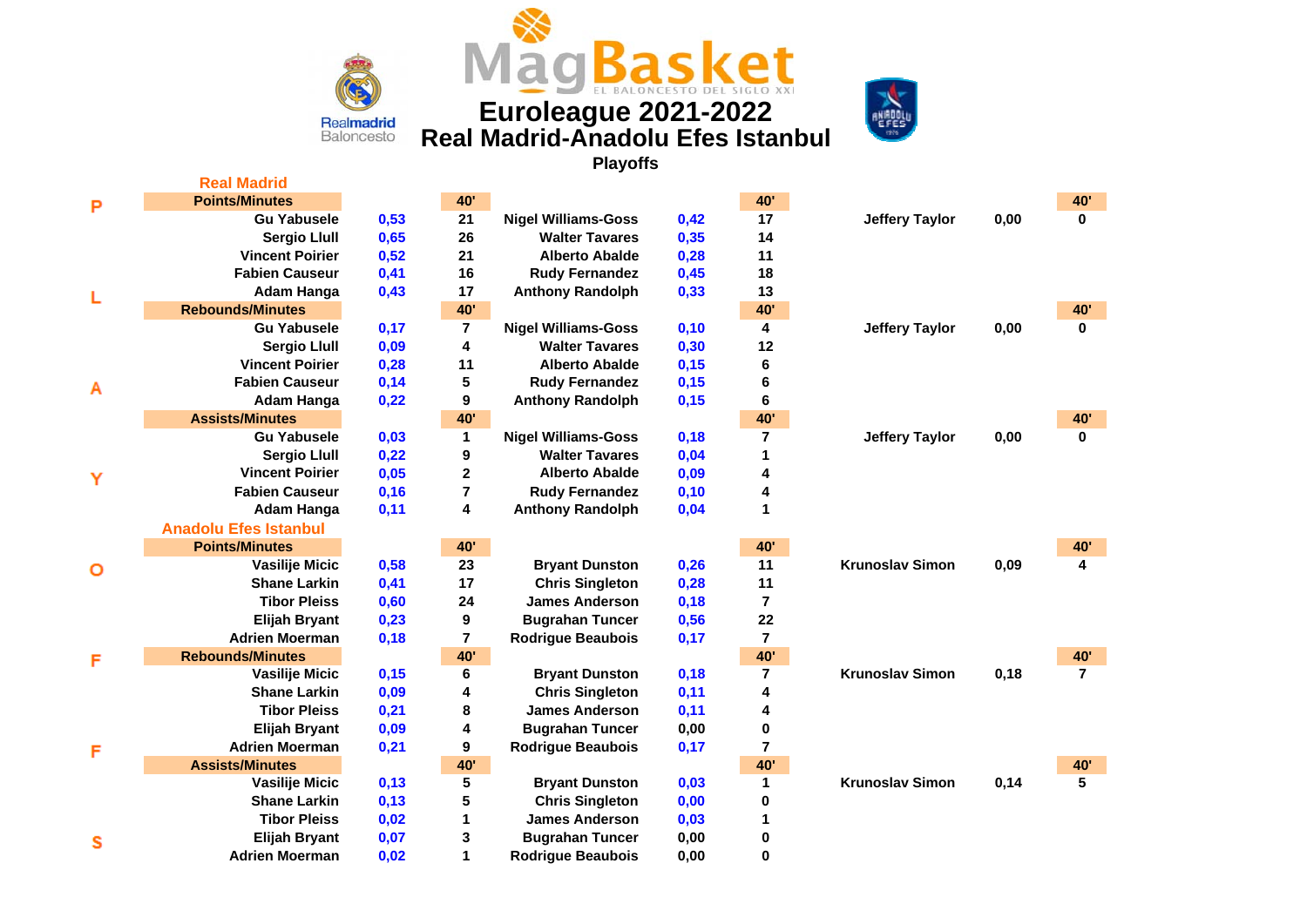# Euroleague 2021-2022

## Real Madrid-Anadolu Efes Istanbul

### Playoffs

PLAYOFFS

## Real Madrid

| Points/Minutes | | 40' | | | 40' | | | 40' |
|---|---|---|---|---|---|---|---|---|
| Gu Yabusele | 0,53 | 21 | Nigel Williams-Goss | 0,42 | 17 | Jeffery Taylor | 0,00 | 0 |
| Sergio Llull | 0,65 | 26 | Walter Tavares | 0,35 | 14 | | | |
| Vincent Poirier | 0,52 | 21 | Alberto Abalde | 0,28 | 11 | | | |
| Fabien Causeur | 0,41 | 16 | Rudy Fernandez | 0,45 | 18 | | | |
| Adam Hanga | 0,43 | 17 | Anthony Randolph | 0,33 | 13 | | | |
| **Rebounds/Minutes** | | **40'** | | | **40'** | | | **40'** |
| Gu Yabusele | 0,17 | 7 | Nigel Williams-Goss | 0,10 | 4 | Jeffery Taylor | 0,00 | 0 |
| Sergio Llull | 0,09 | 4 | Walter Tavares | 0,30 | 12 | | | |
| Vincent Poirier | 0,28 | 11 | Alberto Abalde | 0,15 | 6 | | | |
| Fabien Causeur | 0,14 | 5 | Rudy Fernandez | 0,15 | 6 | | | |
| Adam Hanga | 0,22 | 9 | Anthony Randolph | 0,15 | 6 | | | |
| **Assists/Minutes** | | **40'** | | | **40'** | | | **40'** |
| Gu Yabusele | 0,03 | 1 | Nigel Williams-Goss | 0,18 | 7 | Jeffery Taylor | 0,00 | 0 |
| Sergio Llull | 0,22 | 9 | Walter Tavares | 0,04 | 1 | | | |
| Vincent Poirier | 0,05 | 2 | Alberto Abalde | 0,09 | 4 | | | |
| Fabien Causeur | 0,16 | 7 | Rudy Fernandez | 0,10 | 4 | | | |
| Adam Hanga | 0,11 | 4 | Anthony Randolph | 0,04 | 1 | | | |

## Anadolu Efes Istanbul

| Points/Minutes | | 40' | | | 40' | | | 40' |
|---|---|---|---|---|---|---|---|---|
| Vasilije Micic | 0,58 | 23 | Bryant Dunston | 0,26 | 11 | Krunoslav Simon | 0,09 | 4 |
| Shane Larkin | 0,41 | 17 | Chris Singleton | 0,28 | 11 | | | |
| Tibor Pleiss | 0,60 | 24 | James Anderson | 0,18 | 7 | | | |
| Elijah Bryant | 0,23 | 9 | Bugrahan Tuncer | 0,56 | 22 | | | |
| Adrien Moerman | 0,18 | 7 | Rodrigue Beaubois | 0,17 | 7 | | | |
| **Rebounds/Minutes** | | **40'** | | | **40'** | | | **40'** |
| Vasilije Micic | 0,15 | 6 | Bryant Dunston | 0,18 | 7 | Krunoslav Simon | 0,18 | 7 |
| Shane Larkin | 0,09 | 4 | Chris Singleton | 0,11 | 4 | | | |
| Tibor Pleiss | 0,21 | 8 | James Anderson | 0,11 | 4 | | | |
| Elijah Bryant | 0,09 | 4 | Bugrahan Tuncer | 0,00 | 0 | | | |
| Adrien Moerman | 0,21 | 9 | Rodrigue Beaubois | 0,17 | 7 | | | |
| **Assists/Minutes** | | **40'** | | | **40'** | | | **40'** |
| Vasilije Micic | 0,13 | 5 | Bryant Dunston | 0,03 | 1 | Krunoslav Simon | 0,14 | 5 |
| Shane Larkin | 0,13 | 5 | Chris Singleton | 0,00 | 0 | | | |
| Tibor Pleiss | 0,02 | 1 | James Anderson | 0,03 | 1 | | | |
| Elijah Bryant | 0,07 | 3 | Bugrahan Tuncer | 0,00 | 0 | | | |
| Adrien Moerman | 0,02 | 1 | Rodrigue Beaubois | 0,00 | 0 | | | |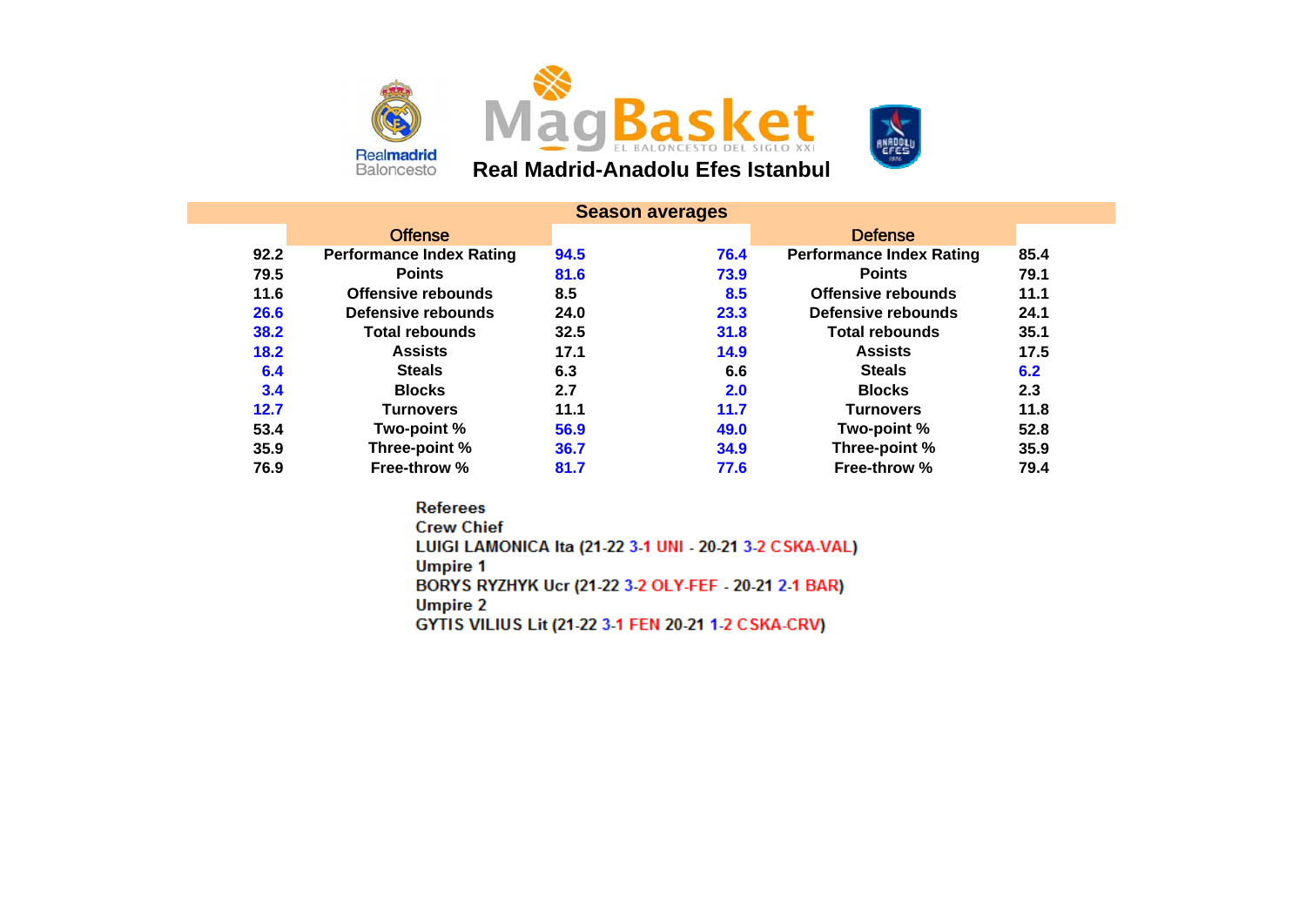# MagBasket

## Real Madrid-Anadolu Efes Istanbul

### Season averages

| Real Madrid | Offense | Anadolu Efes | Real Madrid | Defense | Anadolu Efes |
|---|---|---|---|---|---|
| 92.2 | Performance Index Rating | 94.5 | 76.4 | Performance Index Rating | 85.4 |
| 79.5 | Points | 81.6 | 73.9 | Points | 79.1 |
| 11.6 | Offensive rebounds | 8.5 | 8.5 | Offensive rebounds | 11.1 |
| 26.6 | Defensive rebounds | 24.0 | 23.3 | Defensive rebounds | 24.1 |
| 38.2 | Total rebounds | 32.5 | 31.8 | Total rebounds | 35.1 |
| 18.2 | Assists | 17.1 | 14.9 | Assists | 17.5 |
| 6.4 | Steals | 6.3 | 6.6 | Steals | 6.2 |
| 3.4 | Blocks | 2.7 | 2.0 | Blocks | 2.3 |
| 12.7 | Turnovers | 11.1 | 11.7 | Turnovers | 11.8 |
| 53.4 | Two-point % | 56.9 | 49.0 | Two-point % | 52.8 |
| 35.9 | Three-point % | 36.7 | 34.9 | Three-point % | 35.9 |
| 76.9 | Free-throw % | 81.7 | 77.6 | Free-throw % | 79.4 |

**Referees**

**Crew Chief**

LUIGI LAMONICA Ita (21-22 3-1 UNI - 20-21 3-2 CSKA-VAL)

**Umpire 1**

BORYS RYZHYK Ucr (21-22 3-2 OLY-FEF - 20-21 2-1 BAR)

**Umpire 2**

GYTIS VILIUS Lit (21-22 3-1 FEN 20-21 1-2 CSKA-CRV)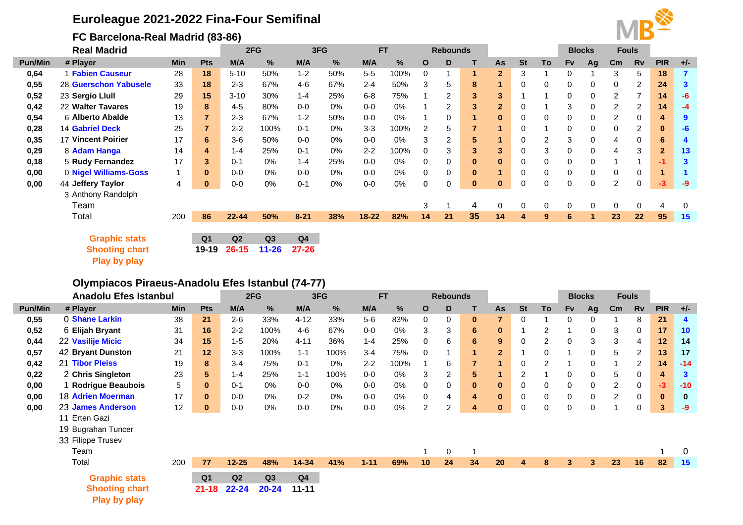# Euroleague 2021-2022 Fina-Four Semifinal

## FC Barcelona-Real Madrid (83-86)

### Real Madrid

| Pun/Min | # Player | Min | Pts | 2FG M/A | 2FG % | 3FG M/A | 3FG % | FT M/A | FT % | Rebounds O | Rebounds D | Rebounds T | As | St | To | Blocks Fv | Blocks Ag | Fouls Cm | Fouls Rv | PIR | +/- |
|---|---|---|---|---|---|---|---|---|---|---|---|---|---|---|---|---|---|---|---|---|---|
| 0,64 | 1 Fabien Causeur | 28 | 18 | 5-10 | 50% | 1-2 | 50% | 5-5 | 100% | 0 | 1 | 1 | 2 | 3 | 1 | 0 | 1 | 3 | 5 | 18 | 7 |
| 0,55 | 28 Guerschon Yabusele | 33 | 18 | 2-3 | 67% | 4-6 | 67% | 2-4 | 50% | 3 | 5 | 8 | 1 | 0 | 0 | 0 | 0 | 0 | 2 | 24 | 3 |
| 0,52 | 23 Sergio Llull | 29 | 15 | 3-10 | 30% | 1-4 | 25% | 6-8 | 75% | 1 | 2 | 3 | 3 | 1 | 1 | 0 | 0 | 2 | 7 | 14 | -6 |
| 0,42 | 22 Walter Tavares | 19 | 8 | 4-5 | 80% | 0-0 | 0% | 0-0 | 0% | 1 | 2 | 3 | 2 | 0 | 1 | 3 | 0 | 2 | 2 | 14 | -4 |
| 0,54 | 6 Alberto Abalde | 13 | 7 | 2-3 | 67% | 1-2 | 50% | 0-0 | 0% | 1 | 0 | 1 | 0 | 0 | 0 | 0 | 0 | 2 | 0 | 4 | 9 |
| 0,28 | 14 Gabriel Deck | 25 | 7 | 2-2 | 100% | 0-1 | 0% | 3-3 | 100% | 2 | 5 | 7 | 1 | 0 | 1 | 0 | 0 | 0 | 2 | 0 | -6 |
| 0,35 | 17 Vincent Poirier | 17 | 6 | 3-6 | 50% | 0-0 | 0% | 0-0 | 0% | 3 | 2 | 5 | 1 | 0 | 2 | 3 | 0 | 4 | 0 | 6 | 4 |
| 0,29 | 8 Adam Hanga | 14 | 4 | 1-4 | 25% | 0-1 | 0% | 2-2 | 100% | 0 | 3 | 3 | 3 | 0 | 3 | 0 | 0 | 4 | 3 | 2 | 13 |
| 0,18 | 5 Rudy Fernandez | 17 | 3 | 0-1 | 0% | 1-4 | 25% | 0-0 | 0% | 0 | 0 | 0 | 0 | 0 | 0 | 0 | 0 | 1 | 1 | -1 | 3 |
| 0,00 | 0 Nigel Williams-Goss | 1 | 0 | 0-0 | 0% | 0-0 | 0% | 0-0 | 0% | 0 | 0 | 0 | 1 | 0 | 0 | 0 | 0 | 0 | 0 | 1 | 1 |
| 0,00 | 44 Jeffery Taylor | 4 | 0 | 0-0 | 0% | 0-1 | 0% | 0-0 | 0% | 0 | 0 | 0 | 0 | 0 | 0 | 0 | 0 | 2 | 0 | -3 | -9 |
| | 3 Anthony Randolph | | | | | | | | | | | | | | | | | | | | |
| | Team | | | | | | | | | 3 | 1 | 4 | 0 | 0 | 0 | 0 | 0 | 0 | 0 | 4 | 0 |
| | Total | 200 | 86 | 22-44 | 50% | 8-21 | 38% | 18-22 | 82% | 14 | 21 | 35 | 14 | 4 | 9 | 6 | 1 | 23 | 22 | 95 | 15 |

Graphic stats
Shooting chart
Play by play

| Q1 | Q2 | Q3 | Q4 |
|---|---|---|---|
| 19-19 | 26-15 | 11-26 | 27-26 |

## Olympiacos Piraeus-Anadolu Efes Istanbul (74-77)

### Anadolu Efes Istanbul

| Pun/Min | # Player | Min | Pts | 2FG M/A | 2FG % | 3FG M/A | 3FG % | FT M/A | FT % | Rebounds O | Rebounds D | Rebounds T | As | St | To | Blocks Fv | Blocks Ag | Fouls Cm | Fouls Rv | PIR | +/- |
|---|---|---|---|---|---|---|---|---|---|---|---|---|---|---|---|---|---|---|---|---|---|
| 0,55 | 0 Shane Larkin | 38 | 21 | 2-6 | 33% | 4-12 | 33% | 5-6 | 83% | 0 | 0 | 0 | 7 | 0 | 1 | 0 | 0 | 1 | 8 | 21 | 4 |
| 0,52 | 6 Elijah Bryant | 31 | 16 | 2-2 | 100% | 4-6 | 67% | 0-0 | 0% | 3 | 3 | 6 | 0 | 1 | 2 | 1 | 0 | 3 | 0 | 17 | 10 |
| 0,44 | 22 Vasilije Micic | 34 | 15 | 1-5 | 20% | 4-11 | 36% | 1-4 | 25% | 0 | 6 | 6 | 9 | 0 | 2 | 0 | 3 | 3 | 4 | 12 | 14 |
| 0,57 | 42 Bryant Dunston | 21 | 12 | 3-3 | 100% | 1-1 | 100% | 3-4 | 75% | 0 | 1 | 1 | 2 | 1 | 0 | 1 | 0 | 5 | 2 | 13 | 17 |
| 0,42 | 21 Tibor Pleiss | 19 | 8 | 3-4 | 75% | 0-1 | 0% | 2-2 | 100% | 1 | 6 | 7 | 1 | 0 | 2 | 1 | 0 | 1 | 2 | 14 | -14 |
| 0,22 | 2 Chris Singleton | 23 | 5 | 1-4 | 25% | 1-1 | 100% | 0-0 | 0% | 3 | 2 | 5 | 1 | 2 | 1 | 0 | 0 | 5 | 0 | 4 | 3 |
| 0,00 | 1 Rodrigue Beaubois | 5 | 0 | 0-1 | 0% | 0-0 | 0% | 0-0 | 0% | 0 | 0 | 0 | 0 | 0 | 0 | 0 | 0 | 2 | 0 | -3 | -10 |
| 0,00 | 18 Adrien Moerman | 17 | 0 | 0-0 | 0% | 0-2 | 0% | 0-0 | 0% | 0 | 4 | 4 | 0 | 0 | 0 | 0 | 0 | 2 | 0 | 0 | 0 |
| 0,00 | 23 James Anderson | 12 | 0 | 0-0 | 0% | 0-0 | 0% | 0-0 | 0% | 2 | 2 | 4 | 0 | 0 | 0 | 0 | 0 | 1 | 0 | 3 | -9 |
| | 11 Erten Gazi | | | | | | | | | | | | | | | | | | | | |
| | 19 Bugrahan Tuncer | | | | | | | | | | | | | | | | | | | | |
| | 33 Filippe Trusev | | | | | | | | | | | | | | | | | | | | |
| | Team | | | | | | | | | 1 | 0 | 1 | | | | | | | | 1 | 0 |
| | Total | 200 | 77 | 12-25 | 48% | 14-34 | 41% | 1-11 | 69% | 10 | 24 | 34 | 20 | 4 | 8 | 3 | 3 | 23 | 16 | 82 | 15 |

Graphic stats
Shooting chart
Play by play

| Q1 | Q2 | Q3 | Q4 |
|---|---|---|---|
| 21-18 | 22-24 | 20-24 | 11-11 |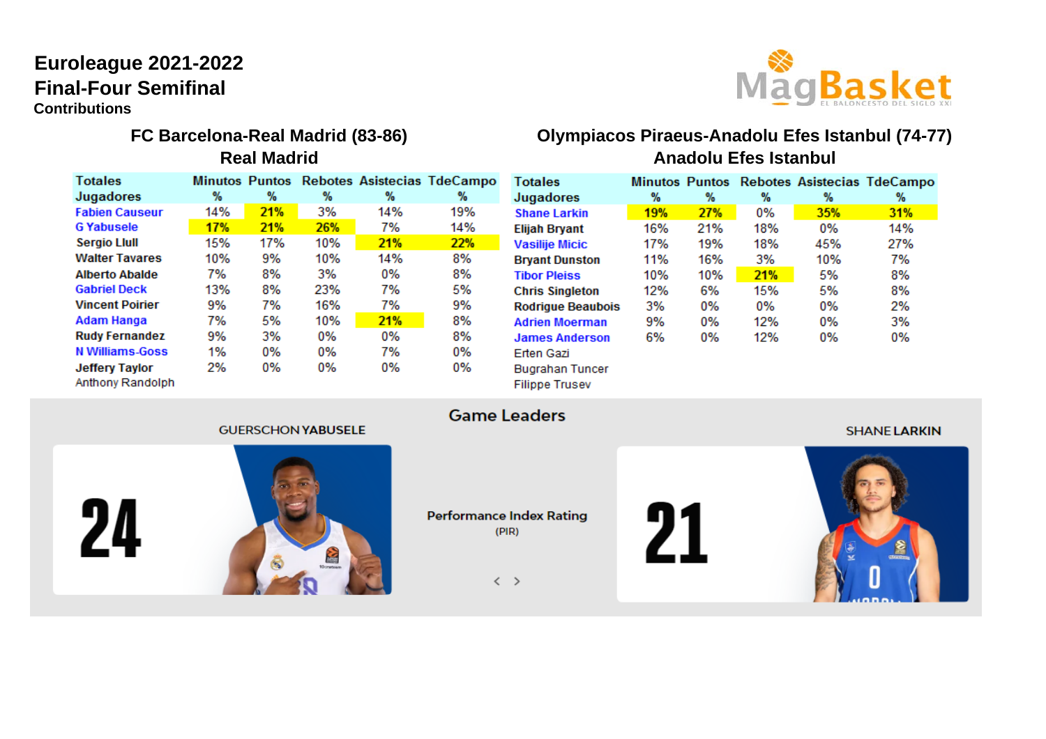# Euroleague 2021-2022
## Final-Four Semifinal
**Contributions**

## FC Barcelona-Real Madrid (83-86)
### Real Madrid

| Totales Jugadores | Minutos % | Puntos % | Rebotes % | Asistecias % | TdeCampo % |
|---|---|---|---|---|---|
| Fabien Causeur | 14% | 21% | 3% | 14% | 19% |
| G Yabusele | 17% | 21% | 26% | 7% | 14% |
| Sergio Llull | 15% | 17% | 10% | 21% | 22% |
| Walter Tavares | 10% | 9% | 10% | 14% | 8% |
| Alberto Abalde | 7% | 8% | 3% | 0% | 8% |
| Gabriel Deck | 13% | 8% | 23% | 7% | 5% |
| Vincent Poirier | 9% | 7% | 16% | 7% | 9% |
| Adam Hanga | 7% | 5% | 10% | 21% | 8% |
| Rudy Fernandez | 9% | 3% | 0% | 0% | 8% |
| N Williams-Goss | 1% | 0% | 0% | 7% | 0% |
| Jeffery Taylor | 2% | 0% | 0% | 0% | 0% |
| Anthony Randolph | | | | | |

## Olympiacos Piraeus-Anadolu Efes Istanbul (74-77)
### Anadolu Efes Istanbul

| Totales Jugadores | Minutos % | Puntos % | Rebotes % | Asistecias % | TdeCampo % |
|---|---|---|---|---|---|
| Shane Larkin | 19% | 27% | 0% | 35% | 31% |
| Elijah Bryant | 16% | 21% | 18% | 0% | 14% |
| Vasilije Micic | 17% | 19% | 18% | 45% | 27% |
| Bryant Dunston | 11% | 16% | 3% | 10% | 7% |
| Tibor Pleiss | 10% | 10% | 21% | 5% | 8% |
| Chris Singleton | 12% | 6% | 15% | 5% | 8% |
| Rodrigue Beaubois | 3% | 0% | 0% | 0% | 2% |
| Adrien Moerman | 9% | 0% | 12% | 0% | 3% |
| James Anderson | 6% | 0% | 12% | 0% | 0% |
| Erten Gazi | | | | | |
| Bugrahan Tuncer | | | | | |
| Filippe Trusev | | | | | |

### Game Leaders

Performance Index Rating (PIR)

| GUERSCHON YABUSELE | SHANE LARKIN |
|---|---|
| 24 | 21 |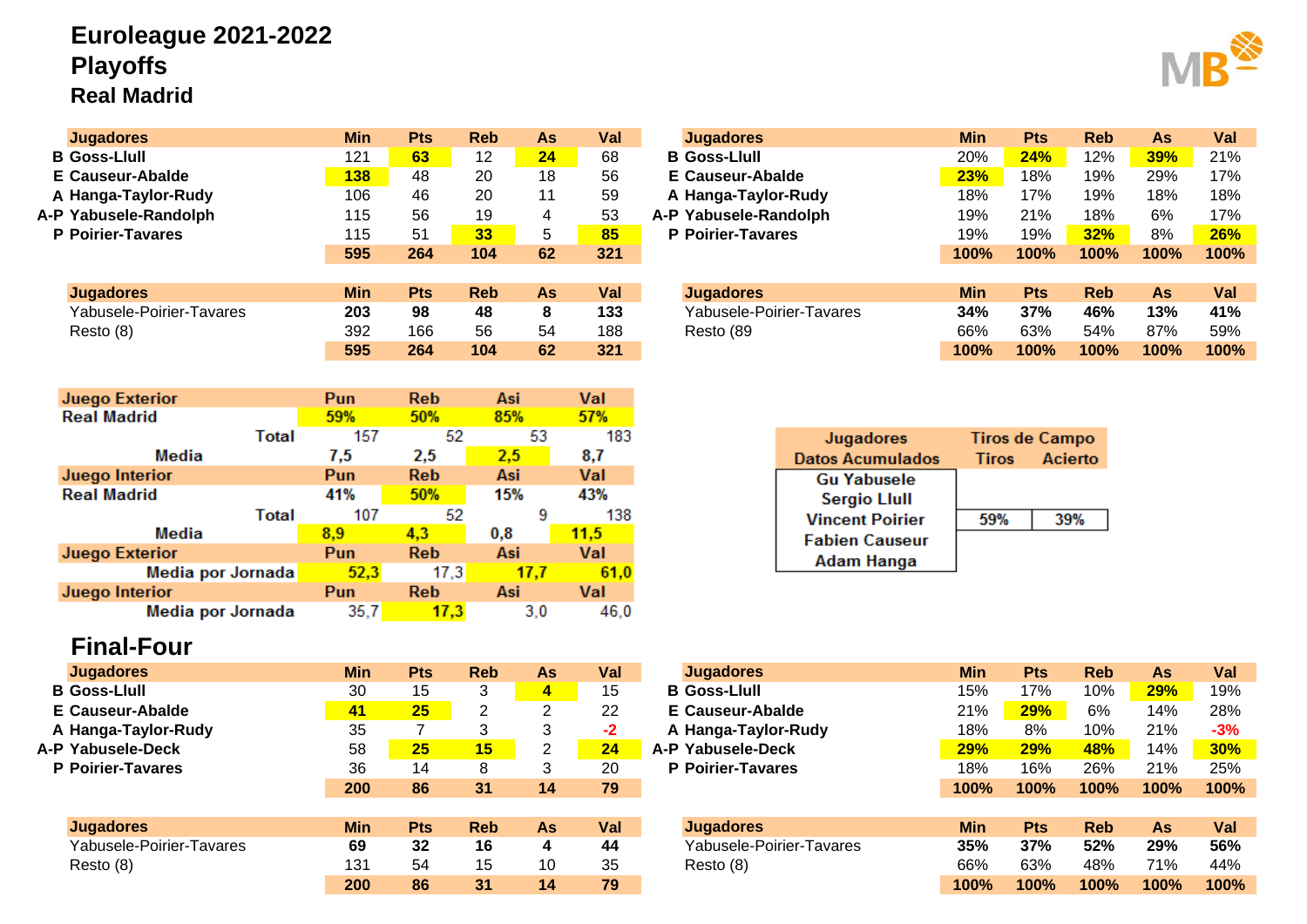# Euroleague 2021-2022

## Playoffs

### Real Madrid

| Jugadores | Min | Pts | Reb | As | Val |
|---|---|---|---|---|---|
| B Goss-Llull | 121 | **63** | 12 | **24** | 68 |
| E Causeur-Abalde | **138** | 48 | 20 | 18 | 56 |
| A Hanga-Taylor-Rudy | 106 | 46 | 20 | 11 | 59 |
| A-P Yabusele-Randolph | 115 | 56 | 19 | 4 | 53 |
| P Poirier-Tavares | 115 | 51 | **33** | 5 | **85** |
| | 595 | 264 | 104 | 62 | 321 |

| Jugadores | Min | Pts | Reb | As | Val |
|---|---|---|---|---|---|
| B Goss-Llull | 20% | **24%** | 12% | **39%** | 21% |
| E Causeur-Abalde | **23%** | 18% | 19% | 29% | 17% |
| A Hanga-Taylor-Rudy | 18% | 17% | 19% | 18% | 18% |
| A-P Yabusele-Randolph | 19% | 21% | 18% | 6% | 17% |
| P Poirier-Tavares | 19% | 19% | **32%** | 8% | **26%** |
| | 100% | 100% | 100% | 100% | 100% |

| Jugadores | Min | Pts | Reb | As | Val |
|---|---|---|---|---|---|
| Yabusele-Poirier-Tavares | **203** | **98** | **48** | **8** | **133** |
| Resto (8) | 392 | 166 | 56 | 54 | 188 |
| | 595 | 264 | 104 | 62 | 321 |

| Jugadores | Min | Pts | Reb | As | Val |
|---|---|---|---|---|---|
| Yabusele-Poirier-Tavares | **34%** | **37%** | **46%** | **13%** | **41%** |
| Resto (89 | 66% | 63% | 54% | 87% | 59% |
| | 100% | 100% | 100% | 100% | 100% |

| Juego Exterior | Pun | Reb | Asi | Val |
|---|---|---|---|---|
| Real Madrid | 59% | 50% | 85% | 57% |
| Total | 157 | 52 | 53 | 183 |
| Media | 7,5 | 2,5 | 2,5 | 8,7 |
| **Juego Interior** | **Pun** | **Reb** | **Asi** | **Val** |
| Real Madrid | 41% | 50% | 15% | 43% |
| Total | 107 | 52 | 9 | 138 |
| Media | 8,9 | 4,3 | 0,8 | 11,5 |
| **Juego Exterior** | **Pun** | **Reb** | **Asi** | **Val** |
| Media por Jornada | 52,3 | 17,3 | 17,7 | 61,0 |
| **Juego Interior** | **Pun** | **Reb** | **Asi** | **Val** |
| Media por Jornada | 35,7 | 17,3 | 3,0 | 46,0 |

| Jugadores Datos Acumulados | Tiros de Campo Tiros | Acierto |
|---|---|---|
| Gu Yabusele<br>Sergio Llull<br>Vincent Poirier<br>Fabien Causeur<br>Adam Hanga | 59% | 39% |

## Final-Four

| Jugadores | Min | Pts | Reb | As | Val |
|---|---|---|---|---|---|
| B Goss-Llull | 30 | 15 | 3 | **4** | 15 |
| E Causeur-Abalde | **41** | **25** | 2 | 2 | 22 |
| A Hanga-Taylor-Rudy | 35 | 7 | 3 | 3 | -2 |
| A-P Yabusele-Deck | 58 | **25** | **15** | 2 | **24** |
| P Poirier-Tavares | 36 | 14 | 8 | 3 | 20 |
| | 200 | 86 | 31 | 14 | 79 |

| Jugadores | Min | Pts | Reb | As | Val |
|---|---|---|---|---|---|
| B Goss-Llull | 15% | 17% | 10% | **29%** | 19% |
| E Causeur-Abalde | 21% | **29%** | 6% | 14% | 28% |
| A Hanga-Taylor-Rudy | 18% | 8% | 10% | 21% | -3% |
| A-P Yabusele-Deck | **29%** | **29%** | **48%** | 14% | **30%** |
| P Poirier-Tavares | 18% | 16% | 26% | 21% | 25% |
| | 100% | 100% | 100% | 100% | 100% |

| Jugadores | Min | Pts | Reb | As | Val |
|---|---|---|---|---|---|
| Yabusele-Poirier-Tavares | **69** | **32** | **16** | **4** | **44** |
| Resto (8) | 131 | 54 | 15 | 10 | 35 |
| | 200 | 86 | 31 | 14 | 79 |

| Jugadores | Min | Pts | Reb | As | Val |
|---|---|---|---|---|---|
| Yabusele-Poirier-Tavares | **35%** | **37%** | **52%** | **29%** | **56%** |
| Resto (8) | 66% | 63% | 48% | 71% | 44% |
| | 100% | 100% | 100% | 100% | 100% |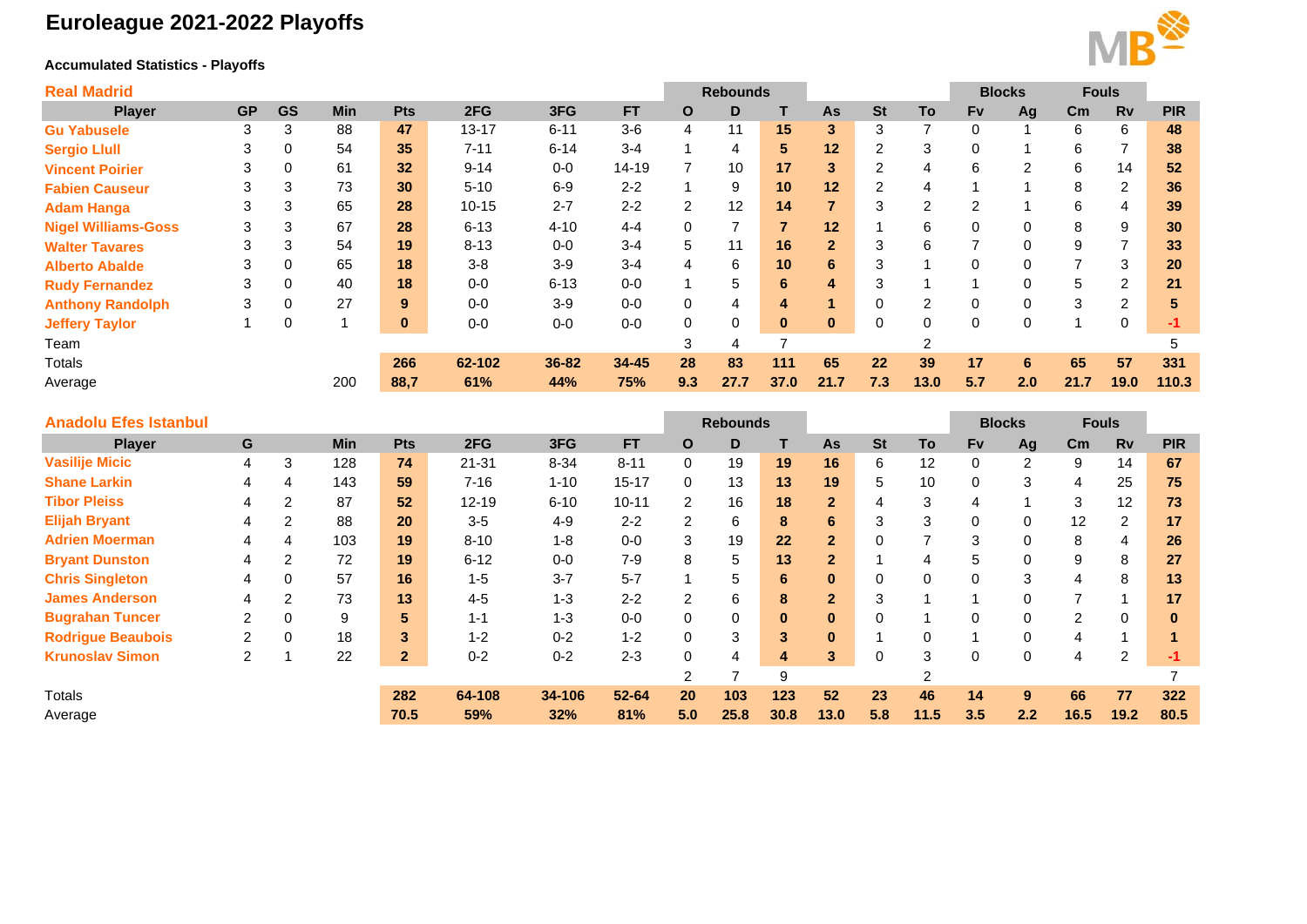# Euroleague 2021-2022 Playoffs

**Accumulated Statistics - Playoffs**

## Real Madrid

| | | | | | | | | Rebounds | | | | | | Blocks | | Fouls | | |
|---|---|---|---|---|---|---|---|---|---|---|---|---|---|---|---|---|---|---|
| Player | GP | GS | Min | Pts | 2FG | 3FG | FT | O | D | T | As | St | To | Fv | Ag | Cm | Rv | PIR |
| Gu Yabusele | 3 | 3 | 88 | 47 | 13-17 | 6-11 | 3-6 | 4 | 11 | 15 | 3 | 3 | 7 | 0 | 1 | 6 | 6 | 48 |
| Sergio Llull | 3 | 0 | 54 | 35 | 7-11 | 6-14 | 3-4 | 1 | 4 | 5 | 12 | 2 | 3 | 0 | 1 | 6 | 7 | 38 |
| Vincent Poirier | 3 | 0 | 61 | 32 | 9-14 | 0-0 | 14-19 | 7 | 10 | 17 | 3 | 2 | 4 | 6 | 2 | 6 | 14 | 52 |
| Fabien Causeur | 3 | 3 | 73 | 30 | 5-10 | 6-9 | 2-2 | 1 | 9 | 10 | 12 | 2 | 4 | 1 | 1 | 8 | 2 | 36 |
| Adam Hanga | 3 | 3 | 65 | 28 | 10-15 | 2-7 | 2-2 | 2 | 12 | 14 | 7 | 3 | 2 | 2 | 1 | 6 | 4 | 39 |
| Nigel Williams-Goss | 3 | 3 | 67 | 28 | 6-13 | 4-10 | 4-4 | 0 | 7 | 7 | 12 | 1 | 6 | 0 | 0 | 8 | 9 | 30 |
| Walter Tavares | 3 | 3 | 54 | 19 | 8-13 | 0-0 | 3-4 | 5 | 11 | 16 | 2 | 3 | 6 | 7 | 0 | 9 | 7 | 33 |
| Alberto Abalde | 3 | 0 | 65 | 18 | 3-8 | 3-9 | 3-4 | 4 | 6 | 10 | 6 | 3 | 1 | 0 | 0 | 7 | 3 | 20 |
| Rudy Fernandez | 3 | 0 | 40 | 18 | 0-0 | 6-13 | 0-0 | 1 | 5 | 6 | 4 | 3 | 1 | 1 | 0 | 5 | 2 | 21 |
| Anthony Randolph | 3 | 0 | 27 | 9 | 0-0 | 3-9 | 0-0 | 0 | 4 | 4 | 1 | 0 | 2 | 0 | 0 | 3 | 2 | 5 |
| Jeffery Taylor | 1 | 0 | 1 | 0 | 0-0 | 0-0 | 0-0 | 0 | 0 | 0 | 0 | 0 | 0 | 0 | 0 | 1 | 0 | -1 |
| Team | | | | | | | | 3 | 4 | 7 | | | 2 | | | | | 5 |
| Totals | | | | 266 | 62-102 | 36-82 | 34-45 | 28 | 83 | 111 | 65 | 22 | 39 | 17 | 6 | 65 | 57 | 331 |
| Average | | | 200 | 88,7 | 61% | 44% | 75% | 9.3 | 27.7 | 37.0 | 21.7 | 7.3 | 13.0 | 5.7 | 2.0 | 21.7 | 19.0 | 110.3 |

## Anadolu Efes Istanbul

| | | | | | | | | Rebounds | | | | | | Blocks | | Fouls | | |
|---|---|---|---|---|---|---|---|---|---|---|---|---|---|---|---|---|---|---|
| Player | G | | Min | Pts | 2FG | 3FG | FT | O | D | T | As | St | To | Fv | Ag | Cm | Rv | PIR |
| Vasilije Micic | 4 | 3 | 128 | 74 | 21-31 | 8-34 | 8-11 | 0 | 19 | 19 | 16 | 6 | 12 | 0 | 2 | 9 | 14 | 67 |
| Shane Larkin | 4 | 4 | 143 | 59 | 7-16 | 1-10 | 15-17 | 0 | 13 | 13 | 19 | 5 | 10 | 0 | 3 | 4 | 25 | 75 |
| Tibor Pleiss | 4 | 2 | 87 | 52 | 12-19 | 6-10 | 10-11 | 2 | 16 | 18 | 2 | 4 | 3 | 4 | 1 | 3 | 12 | 73 |
| Elijah Bryant | 4 | 2 | 88 | 20 | 3-5 | 4-9 | 2-2 | 2 | 6 | 8 | 6 | 3 | 3 | 0 | 0 | 12 | 2 | 17 |
| Adrien Moerman | 4 | 4 | 103 | 19 | 8-10 | 1-8 | 0-0 | 3 | 19 | 22 | 2 | 0 | 7 | 3 | 0 | 8 | 4 | 26 |
| Bryant Dunston | 4 | 2 | 72 | 19 | 6-12 | 0-0 | 7-9 | 8 | 5 | 13 | 2 | 1 | 4 | 5 | 0 | 9 | 8 | 27 |
| Chris Singleton | 4 | 0 | 57 | 16 | 1-5 | 3-7 | 5-7 | 1 | 5 | 6 | 0 | 0 | 0 | 0 | 3 | 4 | 8 | 13 |
| James Anderson | 4 | 2 | 73 | 13 | 4-5 | 1-3 | 2-2 | 2 | 6 | 8 | 2 | 3 | 1 | 1 | 0 | 7 | 1 | 17 |
| Bugrahan Tuncer | 2 | 0 | 9 | 5 | 1-1 | 1-3 | 0-0 | 0 | 0 | 0 | 0 | 0 | 1 | 0 | 0 | 2 | 0 | 0 |
| Rodrigue Beaubois | 2 | 0 | 18 | 3 | 1-2 | 0-2 | 1-2 | 0 | 3 | 3 | 0 | 1 | 0 | 1 | 0 | 4 | 1 | 1 |
| Krunoslav Simon | 2 | 1 | 22 | 2 | 0-2 | 0-2 | 2-3 | 0 | 4 | 4 | 3 | 0 | 3 | 0 | 0 | 4 | 2 | -1 |
| | | | | | | | | 2 | 7 | 9 | | | 2 | | | | | 7 |
| Totals | | | | 282 | 64-108 | 34-106 | 52-64 | 20 | 103 | 123 | 52 | 23 | 46 | 14 | 9 | 66 | 77 | 322 |
| Average | | | | 70.5 | 59% | 32% | 81% | 5.0 | 25.8 | 30.8 | 13.0 | 5.8 | 11.5 | 3.5 | 2.2 | 16.5 | 19.2 | 80.5 |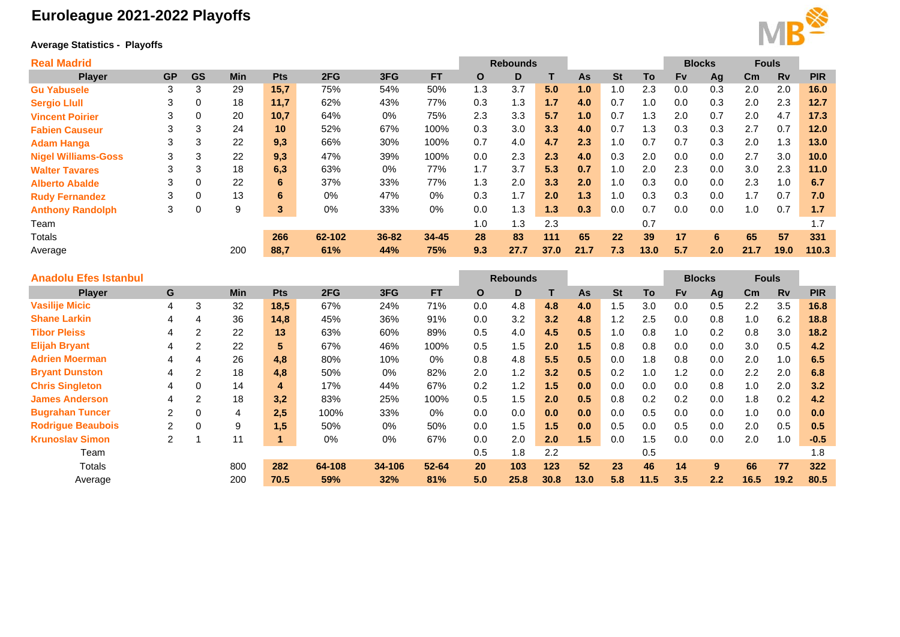# Euroleague 2021-2022 Playoffs

**Average Statistics - Playoffs**

| Real Madrid | | | | | | | | Rebounds | | | | | | Blocks | | Fouls | | |
|---|---|---|---|---|---|---|---|---|---|---|---|---|---|---|---|---|---|---|
| Player | GP | GS | Min | Pts | 2FG | 3FG | FT | O | D | T | As | St | To | Fv | Ag | Cm | Rv | PIR |
| Gu Yabusele | 3 | 3 | 29 | 15,7 | 75% | 54% | 50% | 1.3 | 3.7 | 5.0 | 1.0 | 1.0 | 2.3 | 0.0 | 0.3 | 2.0 | 2.0 | 16.0 |
| Sergio Llull | 3 | 0 | 18 | 11,7 | 62% | 43% | 77% | 0.3 | 1.3 | 1.7 | 4.0 | 0.7 | 1.0 | 0.0 | 0.3 | 2.0 | 2.3 | 12.7 |
| Vincent Poirier | 3 | 0 | 20 | 10,7 | 64% | 0% | 75% | 2.3 | 3.3 | 5.7 | 1.0 | 0.7 | 1.3 | 2.0 | 0.7 | 2.0 | 4.7 | 17.3 |
| Fabien Causeur | 3 | 3 | 24 | 10 | 52% | 67% | 100% | 0.3 | 3.0 | 3.3 | 4.0 | 0.7 | 1.3 | 0.3 | 0.3 | 2.7 | 0.7 | 12.0 |
| Adam Hanga | 3 | 3 | 22 | 9,3 | 66% | 30% | 100% | 0.7 | 4.0 | 4.7 | 2.3 | 1.0 | 0.7 | 0.7 | 0.3 | 2.0 | 1.3 | 13.0 |
| Nigel Williams-Goss | 3 | 3 | 22 | 9,3 | 47% | 39% | 100% | 0.0 | 2.3 | 2.3 | 4.0 | 0.3 | 2.0 | 0.0 | 0.0 | 2.7 | 3.0 | 10.0 |
| Walter Tavares | 3 | 3 | 18 | 6,3 | 63% | 0% | 77% | 1.7 | 3.7 | 5.3 | 0.7 | 1.0 | 2.0 | 2.3 | 0.0 | 3.0 | 2.3 | 11.0 |
| Alberto Abalde | 3 | 0 | 22 | 6 | 37% | 33% | 77% | 1.3 | 2.0 | 3.3 | 2.0 | 1.0 | 0.3 | 0.0 | 0.0 | 2.3 | 1.0 | 6.7 |
| Rudy Fernandez | 3 | 0 | 13 | 6 | 0% | 47% | 0% | 0.3 | 1.7 | 2.0 | 1.3 | 1.0 | 0.3 | 0.3 | 0.0 | 1.7 | 0.7 | 7.0 |
| Anthony Randolph | 3 | 0 | 9 | 3 | 0% | 33% | 0% | 0.0 | 1.3 | 1.3 | 0.3 | 0.0 | 0.7 | 0.0 | 0.0 | 1.0 | 0.7 | 1.7 |
| Team | | | | | | | | 1.0 | 1.3 | 2.3 | | | 0.7 | | | | | 1.7 |
| Totals | | | | 266 | 62-102 | 36-82 | 34-45 | 28 | 83 | 111 | 65 | 22 | 39 | 17 | 6 | 65 | 57 | 331 |
| Average | | | 200 | 88,7 | 61% | 44% | 75% | 9.3 | 27.7 | 37.0 | 21.7 | 7.3 | 13.0 | 5.7 | 2.0 | 21.7 | 19.0 | 110.3 |

| Anadolu Efes Istanbul | | | | | | | | Rebounds | | | | | | Blocks | | Fouls | | |
|---|---|---|---|---|---|---|---|---|---|---|---|---|---|---|---|---|---|---|
| Player | G | | Min | Pts | 2FG | 3FG | FT | O | D | T | As | St | To | Fv | Ag | Cm | Rv | PIR |
| Vasilije Micic | 4 | 3 | 32 | 18,5 | 67% | 24% | 71% | 0.0 | 4.8 | 4.8 | 4.0 | 1.5 | 3.0 | 0.0 | 0.5 | 2.2 | 3.5 | 16.8 |
| Shane Larkin | 4 | 4 | 36 | 14,8 | 45% | 36% | 91% | 0.0 | 3.2 | 3.2 | 4.8 | 1.2 | 2.5 | 0.0 | 0.8 | 1.0 | 6.2 | 18.8 |
| Tibor Pleiss | 4 | 2 | 22 | 13 | 63% | 60% | 89% | 0.5 | 4.0 | 4.5 | 0.5 | 1.0 | 0.8 | 1.0 | 0.2 | 0.8 | 3.0 | 18.2 |
| Elijah Bryant | 4 | 2 | 22 | 5 | 67% | 46% | 100% | 0.5 | 1.5 | 2.0 | 1.5 | 0.8 | 0.8 | 0.0 | 0.0 | 3.0 | 0.5 | 4.2 |
| Adrien Moerman | 4 | 4 | 26 | 4,8 | 80% | 10% | 0% | 0.8 | 4.8 | 5.5 | 0.5 | 0.0 | 1.8 | 0.8 | 0.0 | 2.0 | 1.0 | 6.5 |
| Bryant Dunston | 4 | 2 | 18 | 4,8 | 50% | 0% | 82% | 2.0 | 1.2 | 3.2 | 0.5 | 0.2 | 1.0 | 1.2 | 0.0 | 2.2 | 2.0 | 6.8 |
| Chris Singleton | 4 | 0 | 14 | 4 | 17% | 44% | 67% | 0.2 | 1.2 | 1.5 | 0.0 | 0.0 | 0.0 | 0.0 | 0.8 | 1.0 | 2.0 | 3.2 |
| James Anderson | 4 | 2 | 18 | 3,2 | 83% | 25% | 100% | 0.5 | 1.5 | 2.0 | 0.5 | 0.8 | 0.2 | 0.2 | 0.0 | 1.8 | 0.2 | 4.2 |
| Bugrahan Tuncer | 2 | 0 | 4 | 2,5 | 100% | 33% | 0% | 0.0 | 0.0 | 0.0 | 0.0 | 0.0 | 0.5 | 0.0 | 0.0 | 1.0 | 0.0 | 0.0 |
| Rodrigue Beaubois | 2 | 0 | 9 | 1,5 | 50% | 0% | 50% | 0.0 | 1.5 | 1.5 | 0.0 | 0.5 | 0.0 | 0.5 | 0.0 | 2.0 | 0.5 | 0.5 |
| Krunoslav Simon | 2 | 1 | 11 | 1 | 0% | 0% | 67% | 0.0 | 2.0 | 2.0 | 1.5 | 0.0 | 1.5 | 0.0 | 0.0 | 2.0 | 1.0 | -0.5 |
| Team | | | | | | | | 0.5 | 1.8 | 2.2 | | | 0.5 | | | | | 1.8 |
| Totals | | | 800 | 282 | 64-108 | 34-106 | 52-64 | 20 | 103 | 123 | 52 | 23 | 46 | 14 | 9 | 66 | 77 | 322 |
| Average | | | 200 | 70.5 | 59% | 32% | 81% | 5.0 | 25.8 | 30.8 | 13.0 | 5.8 | 11.5 | 3.5 | 2.2 | 16.5 | 19.2 | 80.5 |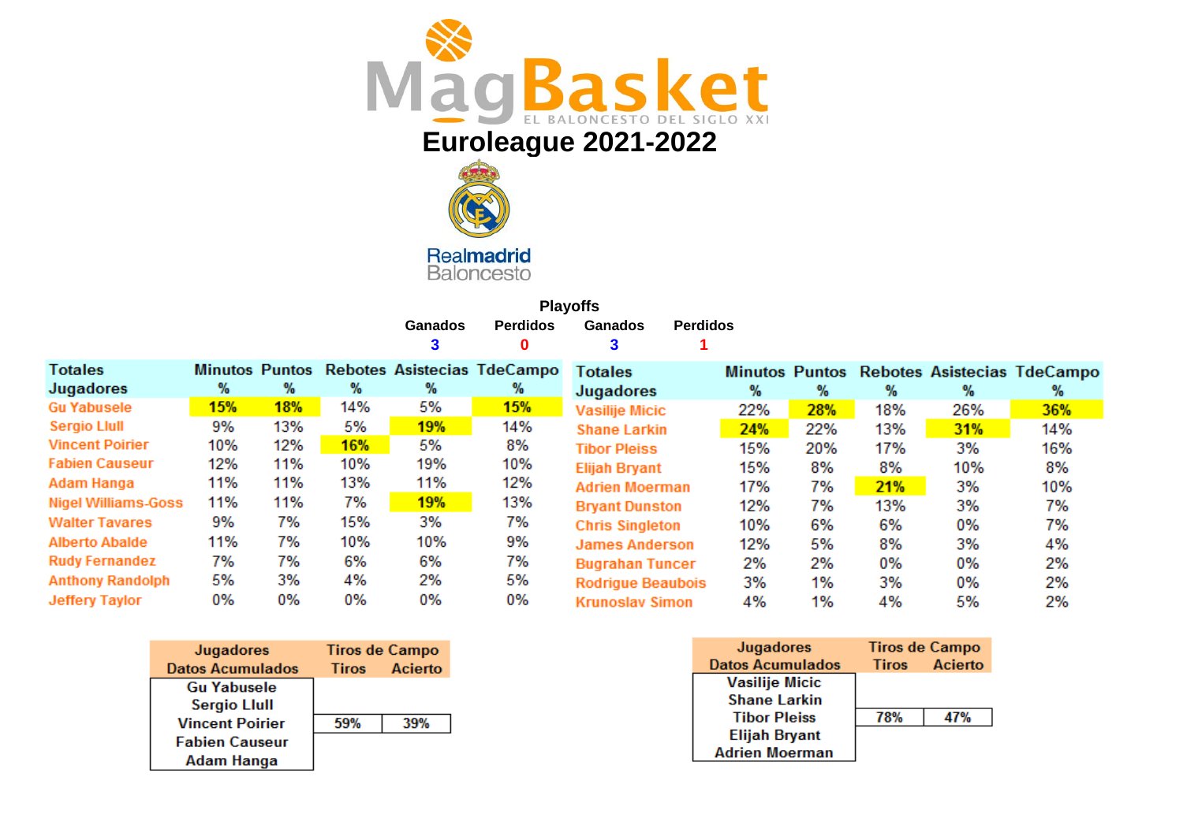# MagBasket

EL BALONCESTO DEL SIGLO XXI

## Euroleague 2021-2022

Realmadrid Baloncesto

### Playoffs

| Ganados | Perdidos | Ganados | Perdidos |
|---|---|---|---|
| 3 | 0 | 3 | 1 |

| Totales Jugadores | Minutos % | Puntos % | Rebotes % | Asistecias % | TdeCampo % |
|---|---|---|---|---|---|
| Gu Yabusele | **15%** | **18%** | 14% | 5% | **15%** |
| Sergio Llull | 9% | 13% | 5% | **19%** | 14% |
| Vincent Poirier | 10% | 12% | **16%** | 5% | 8% |
| Fabien Causeur | 12% | 11% | 10% | 19% | 10% |
| Adam Hanga | 11% | 11% | 13% | 11% | 12% |
| Nigel Williams-Goss | 11% | 11% | 7% | **19%** | 13% |
| Walter Tavares | 9% | 7% | 15% | 3% | 7% |
| Alberto Abalde | 11% | 7% | 10% | 10% | 9% |
| Rudy Fernandez | 7% | 7% | 6% | 6% | 7% |
| Anthony Randolph | 5% | 3% | 4% | 2% | 5% |
| Jeffery Taylor | 0% | 0% | 0% | 0% | 0% |

| Totales Jugadores | Minutos % | Puntos % | Rebotes % | Asistecias % | TdeCampo % |
|---|---|---|---|---|---|
| Vasilije Micic | 22% | **28%** | 18% | 26% | **36%** |
| Shane Larkin | **24%** | 22% | 13% | **31%** | 14% |
| Tibor Pleiss | 15% | 20% | 17% | 3% | 16% |
| Elijah Bryant | 15% | 8% | 8% | 10% | 8% |
| Adrien Moerman | 17% | 7% | **21%** | 3% | 10% |
| Bryant Dunston | 12% | 7% | 13% | 3% | 7% |
| Chris Singleton | 10% | 6% | 6% | 0% | 7% |
| James Anderson | 12% | 5% | 8% | 3% | 4% |
| Bugrahan Tuncer | 2% | 2% | 0% | 0% | 2% |
| Rodrigue Beaubois | 3% | 1% | 3% | 0% | 2% |
| Krunoslav Simon | 4% | 1% | 4% | 5% | 2% |

| Jugadores Datos Acumulados | Tiros de Campo Tiros | Tiros de Campo Acierto |
|---|---|---|
| Gu Yabusele, Sergio Llull, Vincent Poirier, Fabien Causeur, Adam Hanga | 59% | 39% |

| Jugadores Datos Acumulados | Tiros de Campo Tiros | Tiros de Campo Acierto |
|---|---|---|
| Vasilije Micic, Shane Larkin, Tibor Pleiss, Elijah Bryant, Adrien Moerman | 78% | 47% |